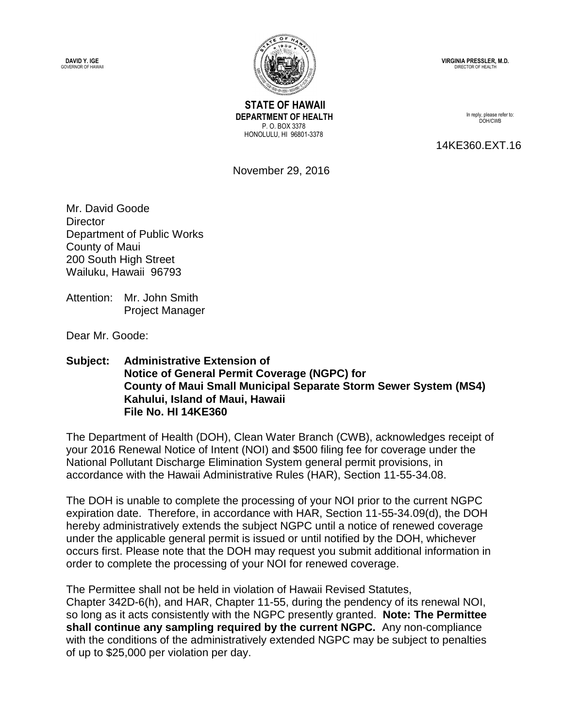DAVID Y. IGE
GOVERNOR OF HAWAII

**STATE OF HAWAII**
**DEPARTMENT OF HEALTH**
P. O. BOX 3378
HONOLULU, HI 96801-3378

VIRGINIA PRESSLER, M.D.
DIRECTOR OF HEALTH

In reply, please refer to:
DOH/CWB

14KE360.EXT.16

November 29, 2016

Mr. David Goode
Director
Department of Public Works
County of Maui
200 South High Street
Wailuku, Hawaii 96793

Attention: Mr. John Smith
Project Manager

Dear Mr. Goode:

**Subject: Administrative Extension of Notice of General Permit Coverage (NGPC) for County of Maui Small Municipal Separate Storm Sewer System (MS4) Kahului, Island of Maui, Hawaii File No. HI 14KE360**

The Department of Health (DOH), Clean Water Branch (CWB), acknowledges receipt of your 2016 Renewal Notice of Intent (NOI) and $500 filing fee for coverage under the National Pollutant Discharge Elimination System general permit provisions, in accordance with the Hawaii Administrative Rules (HAR), Section 11-55-34.08.

The DOH is unable to complete the processing of your NOI prior to the current NGPC expiration date. Therefore, in accordance with HAR, Section 11-55-34.09(d), the DOH hereby administratively extends the subject NGPC until a notice of renewed coverage under the applicable general permit is issued or until notified by the DOH, whichever occurs first. Please note that the DOH may request you submit additional information in order to complete the processing of your NOI for renewed coverage.

The Permittee shall not be held in violation of Hawaii Revised Statutes, Chapter 342D-6(h), and HAR, Chapter 11-55, during the pendency of its renewal NOI, so long as it acts consistently with the NGPC presently granted. **Note: The Permittee shall continue any sampling required by the current NGPC.** Any non-compliance with the conditions of the administratively extended NGPC may be subject to penalties of up to $25,000 per violation per day.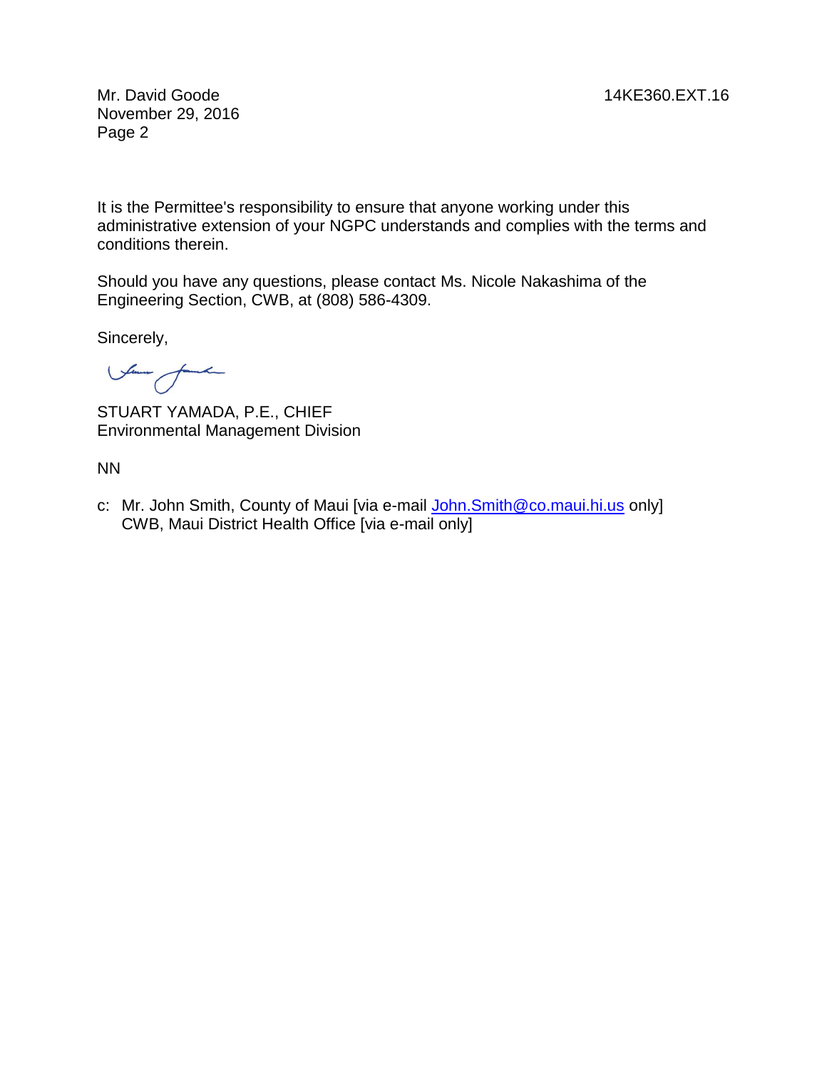It is the Permittee's responsibility to ensure that anyone working under this administrative extension of your NGPC understands and complies with the terms and conditions therein.

Should you have any questions, please contact Ms. Nicole Nakashima of the Engineering Section, CWB, at (808) 586-4309.

Sincerely,

STUART YAMADA, P.E., CHIEF
Environmental Management Division

NN

c: Mr. John Smith, County of Maui [via e-mail John.Smith@co.maui.hi.us only]
CWB, Maui District Health Office [via e-mail only]